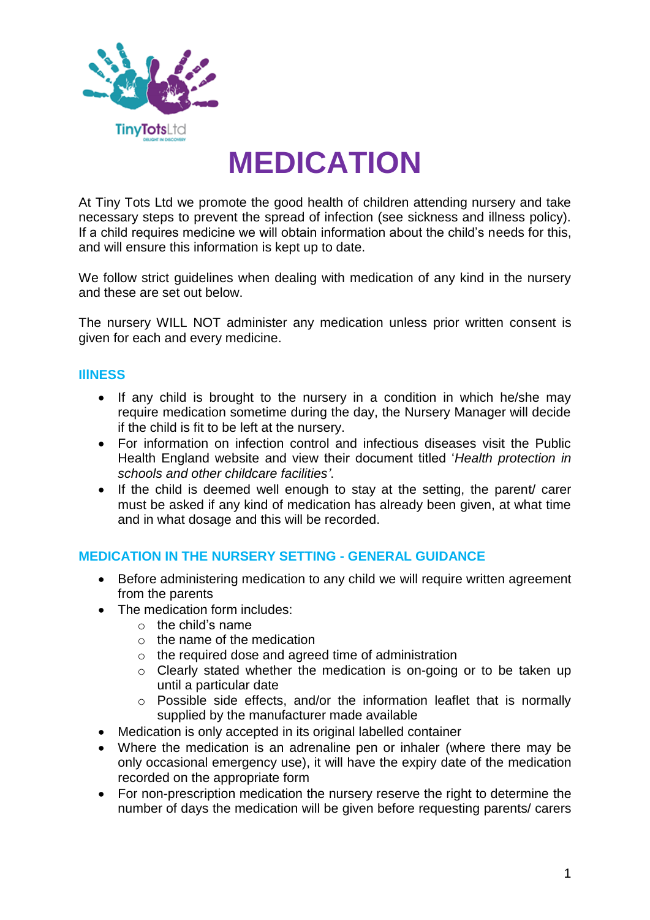# MEDICATION

At Tiny Tots Ltd we promote the good health of children attending nursery and take necessary steps to prevent the spread of infection (see sickness and illness policy). If a child requires medicine we will obtain information about the child's needs for this, and will ensure this information is kept up to date.

We follow strict guidelines when dealing with medication of any kind in the nursery and these are set out below.

The nursery WILL NOT administer any medication unless prior written consent is given for each and every medicine.

## IllNESS

- If any child is brought to the nursery in a condition in which he/she may require medication sometime during the day, the Nursery Manager will decide if the child is fit to be left at the nursery.
- For information on infection control and infectious diseases visit the Public Health England website and view their document titled '*Health protection in schools and other childcare facilities'*.
- If the child is deemed well enough to stay at the setting, the parent/ carer must be asked if any kind of medication has already been given, at what time and in what dosage and this will be recorded.

## MEDICATION IN THE NURSERY SETTING - GENERAL GUIDANCE

- Before administering medication to any child we will require written agreement from the parents
- The medication form includes:
  - the child's name
  - the name of the medication
  - the required dose and agreed time of administration
  - Clearly stated whether the medication is on-going or to be taken up until a particular date
  - Possible side effects, and/or the information leaflet that is normally supplied by the manufacturer made available
- Medication is only accepted in its original labelled container
- Where the medication is an adrenaline pen or inhaler (where there may be only occasional emergency use), it will have the expiry date of the medication recorded on the appropriate form
- For non-prescription medication the nursery reserve the right to determine the number of days the medication will be given before requesting parents/ carers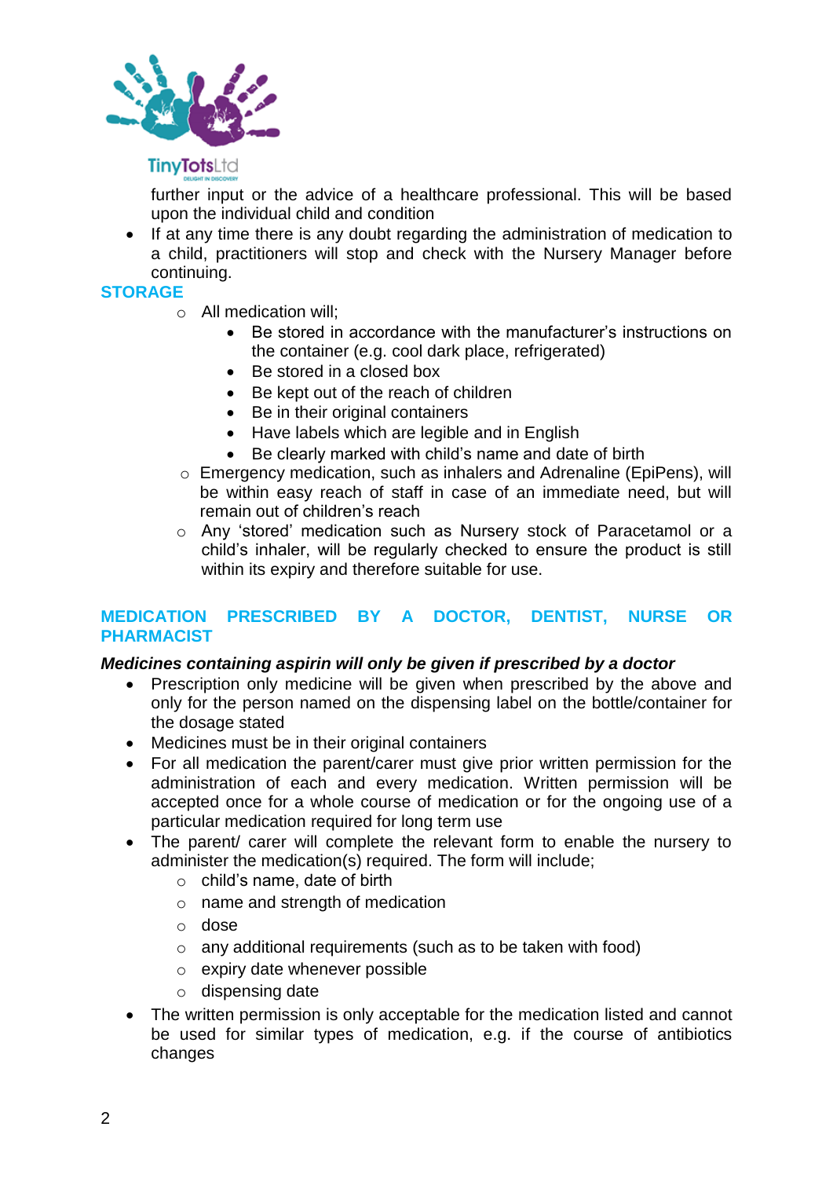further input or the advice of a healthcare professional. This will be based upon the individual child and condition

- If at any time there is any doubt regarding the administration of medication to a child, practitioners will stop and check with the Nursery Manager before continuing.

## STORAGE

- All medication will;
    - Be stored in accordance with the manufacturer's instructions on the container (e.g. cool dark place, refrigerated)
    - Be stored in a closed box
    - Be kept out of the reach of children
    - Be in their original containers
    - Have labels which are legible and in English
    - Be clearly marked with child's name and date of birth
- Emergency medication, such as inhalers and Adrenaline (EpiPens), will be within easy reach of staff in case of an immediate need, but will remain out of children's reach
- Any 'stored' medication such as Nursery stock of Paracetamol or a child's inhaler, will be regularly checked to ensure the product is still within its expiry and therefore suitable for use.

## MEDICATION PRESCRIBED BY A DOCTOR, DENTIST, NURSE OR PHARMACIST

***Medicines containing aspirin will only be given if prescribed by a doctor***

- Prescription only medicine will be given when prescribed by the above and only for the person named on the dispensing label on the bottle/container for the dosage stated
- Medicines must be in their original containers
- For all medication the parent/carer must give prior written permission for the administration of each and every medication. Written permission will be accepted once for a whole course of medication or for the ongoing use of a particular medication required for long term use
- The parent/ carer will complete the relevant form to enable the nursery to administer the medication(s) required. The form will include;
    - child's name, date of birth
    - name and strength of medication
    - dose
    - any additional requirements (such as to be taken with food)
    - expiry date whenever possible
    - dispensing date
- The written permission is only acceptable for the medication listed and cannot be used for similar types of medication, e.g. if the course of antibiotics changes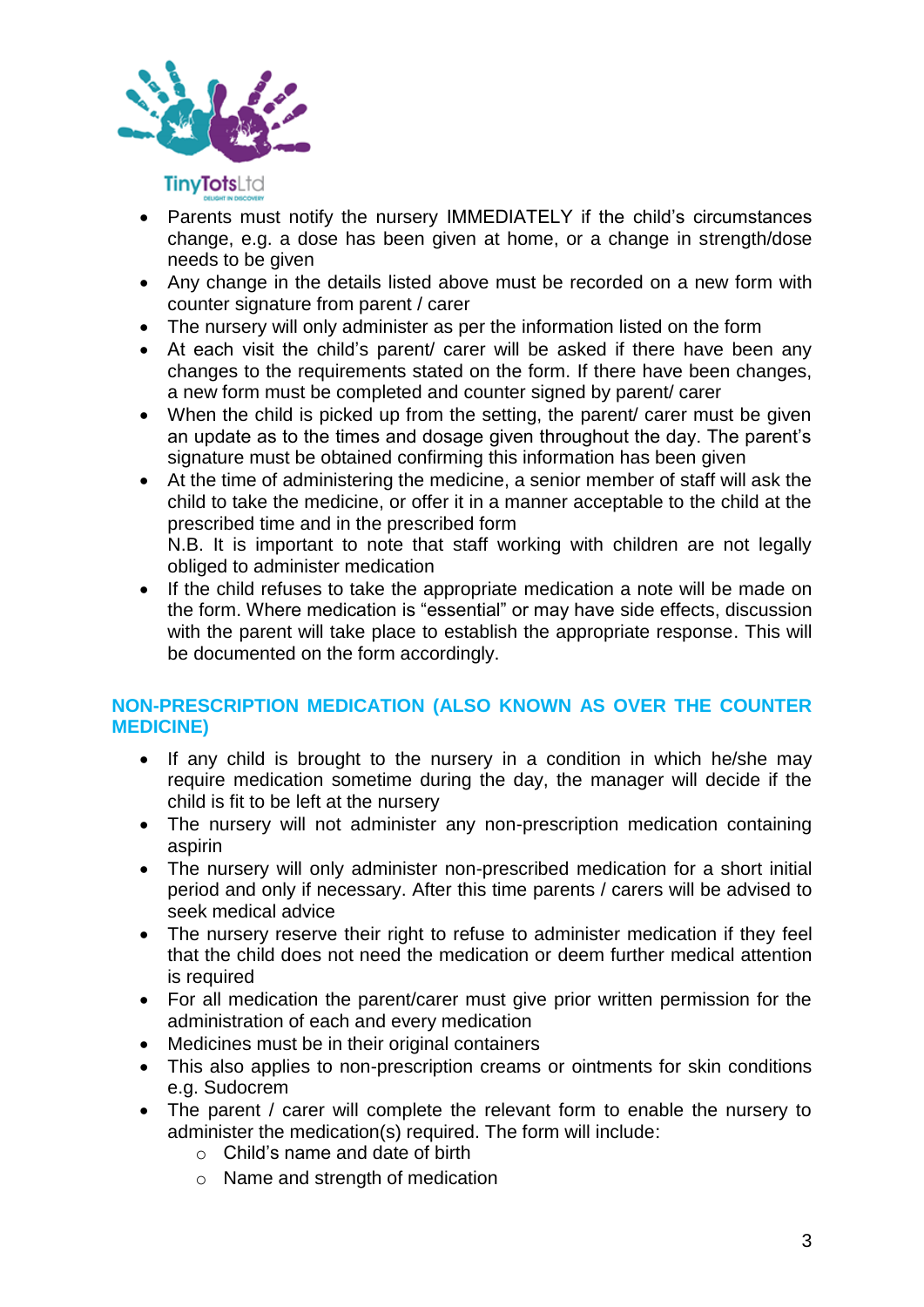- Parents must notify the nursery IMMEDIATELY if the child's circumstances change, e.g. a dose has been given at home, or a change in strength/dose needs to be given
- Any change in the details listed above must be recorded on a new form with counter signature from parent / carer
- The nursery will only administer as per the information listed on the form
- At each visit the child's parent/ carer will be asked if there have been any changes to the requirements stated on the form. If there have been changes, a new form must be completed and counter signed by parent/ carer
- When the child is picked up from the setting, the parent/ carer must be given an update as to the times and dosage given throughout the day. The parent's signature must be obtained confirming this information has been given
- At the time of administering the medicine, a senior member of staff will ask the child to take the medicine, or offer it in a manner acceptable to the child at the prescribed time and in the prescribed form
  N.B. It is important to note that staff working with children are not legally obliged to administer medication
- If the child refuses to take the appropriate medication a note will be made on the form. Where medication is "essential" or may have side effects, discussion with the parent will take place to establish the appropriate response. This will be documented on the form accordingly.

## NON-PRESCRIPTION MEDICATION (ALSO KNOWN AS OVER THE COUNTER MEDICINE)

- If any child is brought to the nursery in a condition in which he/she may require medication sometime during the day, the manager will decide if the child is fit to be left at the nursery
- The nursery will not administer any non-prescription medication containing aspirin
- The nursery will only administer non-prescribed medication for a short initial period and only if necessary. After this time parents / carers will be advised to seek medical advice
- The nursery reserve their right to refuse to administer medication if they feel that the child does not need the medication or deem further medical attention is required
- For all medication the parent/carer must give prior written permission for the administration of each and every medication
- Medicines must be in their original containers
- This also applies to non-prescription creams or ointments for skin conditions e.g. Sudocrem
- The parent / carer will complete the relevant form to enable the nursery to administer the medication(s) required. The form will include:
  - Child's name and date of birth
  - Name and strength of medication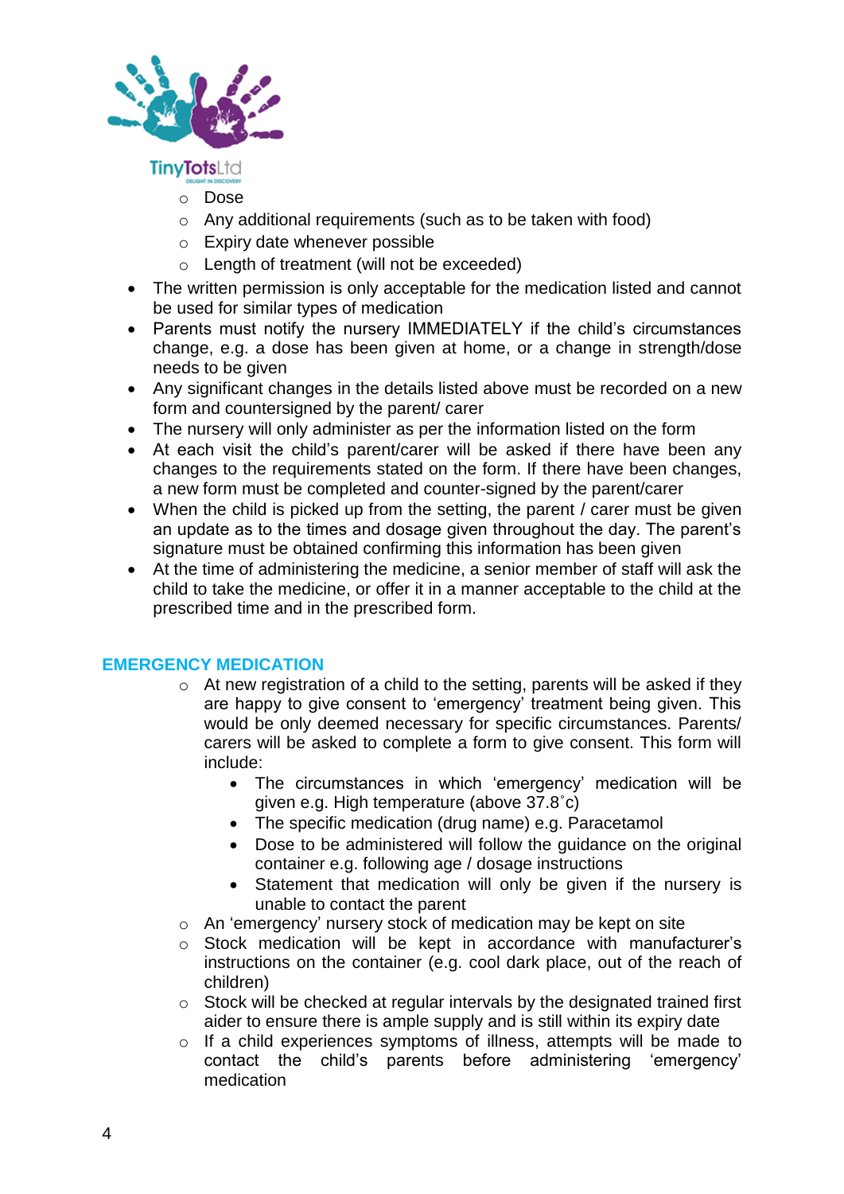- Dose
  - Any additional requirements (such as to be taken with food)
  - Expiry date whenever possible
  - Length of treatment (will not be exceeded)
- The written permission is only acceptable for the medication listed and cannot be used for similar types of medication
- Parents must notify the nursery IMMEDIATELY if the child's circumstances change, e.g. a dose has been given at home, or a change in strength/dose needs to be given
- Any significant changes in the details listed above must be recorded on a new form and countersigned by the parent/ carer
- The nursery will only administer as per the information listed on the form
- At each visit the child's parent/carer will be asked if there have been any changes to the requirements stated on the form. If there have been changes, a new form must be completed and counter-signed by the parent/carer
- When the child is picked up from the setting, the parent / carer must be given an update as to the times and dosage given throughout the day. The parent's signature must be obtained confirming this information has been given
- At the time of administering the medicine, a senior member of staff will ask the child to take the medicine, or offer it in a manner acceptable to the child at the prescribed time and in the prescribed form.

## EMERGENCY MEDICATION

- At new registration of a child to the setting, parents will be asked if they are happy to give consent to 'emergency' treatment being given. This would be only deemed necessary for specific circumstances. Parents/ carers will be asked to complete a form to give consent. This form will include:
  - The circumstances in which 'emergency' medication will be given e.g. High temperature (above 37.8˚c)
  - The specific medication (drug name) e.g. Paracetamol
  - Dose to be administered will follow the guidance on the original container e.g. following age / dosage instructions
  - Statement that medication will only be given if the nursery is unable to contact the parent
- An 'emergency' nursery stock of medication may be kept on site
- Stock medication will be kept in accordance with manufacturer's instructions on the container (e.g. cool dark place, out of the reach of children)
- Stock will be checked at regular intervals by the designated trained first aider to ensure there is ample supply and is still within its expiry date
- If a child experiences symptoms of illness, attempts will be made to contact the child's parents before administering 'emergency' medication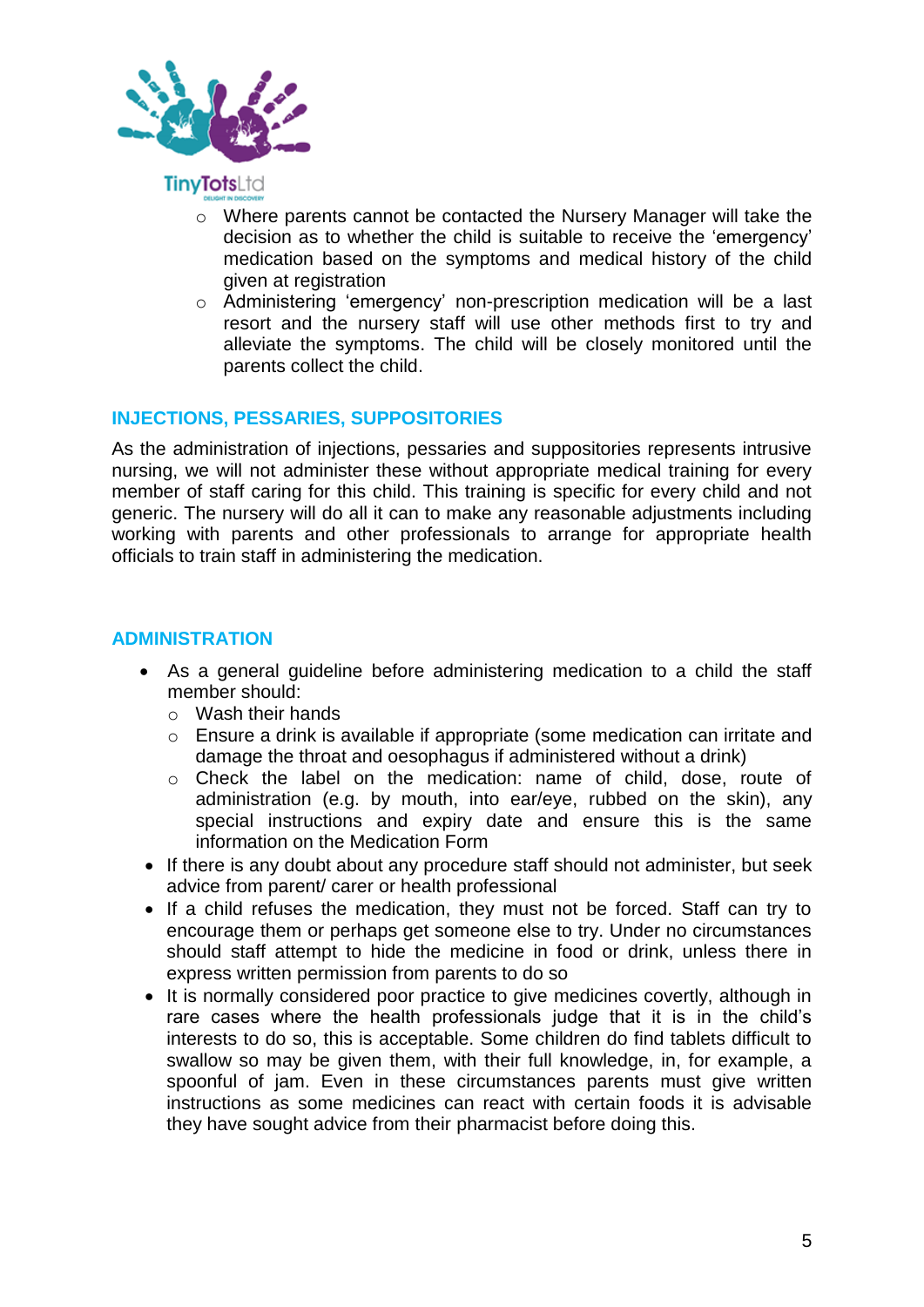- Where parents cannot be contacted the Nursery Manager will take the decision as to whether the child is suitable to receive the 'emergency' medication based on the symptoms and medical history of the child given at registration
- Administering 'emergency' non-prescription medication will be a last resort and the nursery staff will use other methods first to try and alleviate the symptoms. The child will be closely monitored until the parents collect the child.

## INJECTIONS, PESSARIES, SUPPOSITORIES

As the administration of injections, pessaries and suppositories represents intrusive nursing, we will not administer these without appropriate medical training for every member of staff caring for this child. This training is specific for every child and not generic. The nursery will do all it can to make any reasonable adjustments including working with parents and other professionals to arrange for appropriate health officials to train staff in administering the medication.

## ADMINISTRATION

- As a general guideline before administering medication to a child the staff member should:
  - Wash their hands
  - Ensure a drink is available if appropriate (some medication can irritate and damage the throat and oesophagus if administered without a drink)
  - Check the label on the medication: name of child, dose, route of administration (e.g. by mouth, into ear/eye, rubbed on the skin), any special instructions and expiry date and ensure this is the same information on the Medication Form
- If there is any doubt about any procedure staff should not administer, but seek advice from parent/ carer or health professional
- If a child refuses the medication, they must not be forced. Staff can try to encourage them or perhaps get someone else to try. Under no circumstances should staff attempt to hide the medicine in food or drink, unless there in express written permission from parents to do so
- It is normally considered poor practice to give medicines covertly, although in rare cases where the health professionals judge that it is in the child's interests to do so, this is acceptable. Some children do find tablets difficult to swallow so may be given them, with their full knowledge, in, for example, a spoonful of jam. Even in these circumstances parents must give written instructions as some medicines can react with certain foods it is advisable they have sought advice from their pharmacist before doing this.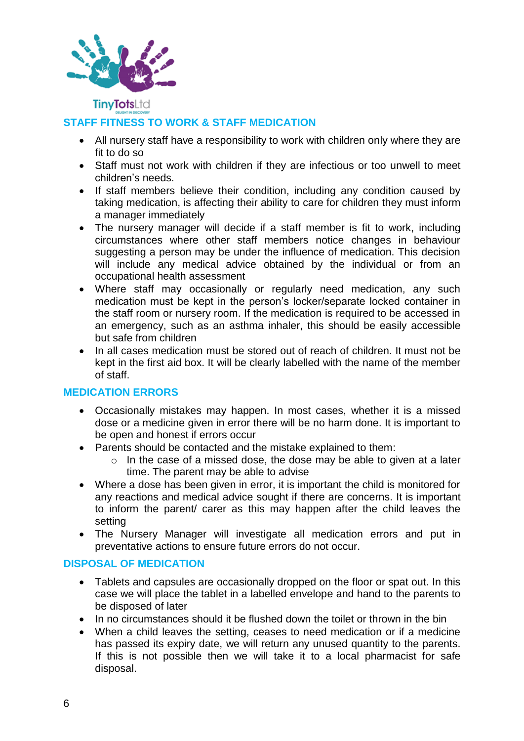## STAFF FITNESS TO WORK & STAFF MEDICATION

- All nursery staff have a responsibility to work with children only where they are fit to do so
- Staff must not work with children if they are infectious or too unwell to meet children's needs.
- If staff members believe their condition, including any condition caused by taking medication, is affecting their ability to care for children they must inform a manager immediately
- The nursery manager will decide if a staff member is fit to work, including circumstances where other staff members notice changes in behaviour suggesting a person may be under the influence of medication. This decision will include any medical advice obtained by the individual or from an occupational health assessment
- Where staff may occasionally or regularly need medication, any such medication must be kept in the person's locker/separate locked container in the staff room or nursery room. If the medication is required to be accessed in an emergency, such as an asthma inhaler, this should be easily accessible but safe from children
- In all cases medication must be stored out of reach of children. It must not be kept in the first aid box. It will be clearly labelled with the name of the member of staff.

## MEDICATION ERRORS

- Occasionally mistakes may happen. In most cases, whether it is a missed dose or a medicine given in error there will be no harm done. It is important to be open and honest if errors occur
- Parents should be contacted and the mistake explained to them:
  - In the case of a missed dose, the dose may be able to given at a later time. The parent may be able to advise
- Where a dose has been given in error, it is important the child is monitored for any reactions and medical advice sought if there are concerns. It is important to inform the parent/ carer as this may happen after the child leaves the setting
- The Nursery Manager will investigate all medication errors and put in preventative actions to ensure future errors do not occur.

## DISPOSAL OF MEDICATION

- Tablets and capsules are occasionally dropped on the floor or spat out. In this case we will place the tablet in a labelled envelope and hand to the parents to be disposed of later
- In no circumstances should it be flushed down the toilet or thrown in the bin
- When a child leaves the setting, ceases to need medication or if a medicine has passed its expiry date, we will return any unused quantity to the parents. If this is not possible then we will take it to a local pharmacist for safe disposal.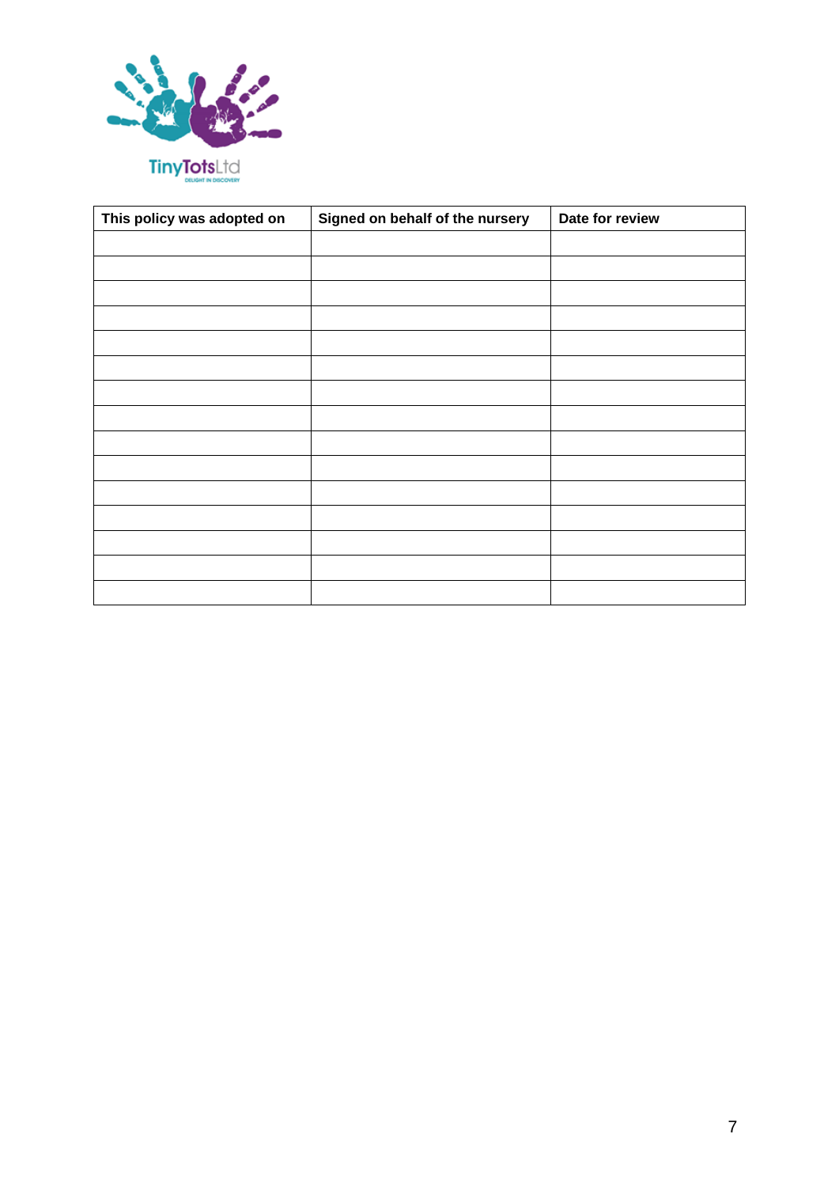| This policy was adopted on | Signed on behalf of the nursery | Date for review |
| --- | --- | --- |
| | | |
| | | |
| | | |
| | | |
| | | |
| | | |
| | | |
| | | |
| | | |
| | | |
| | | |
| | | |
| | | |
| | | |
| | | |